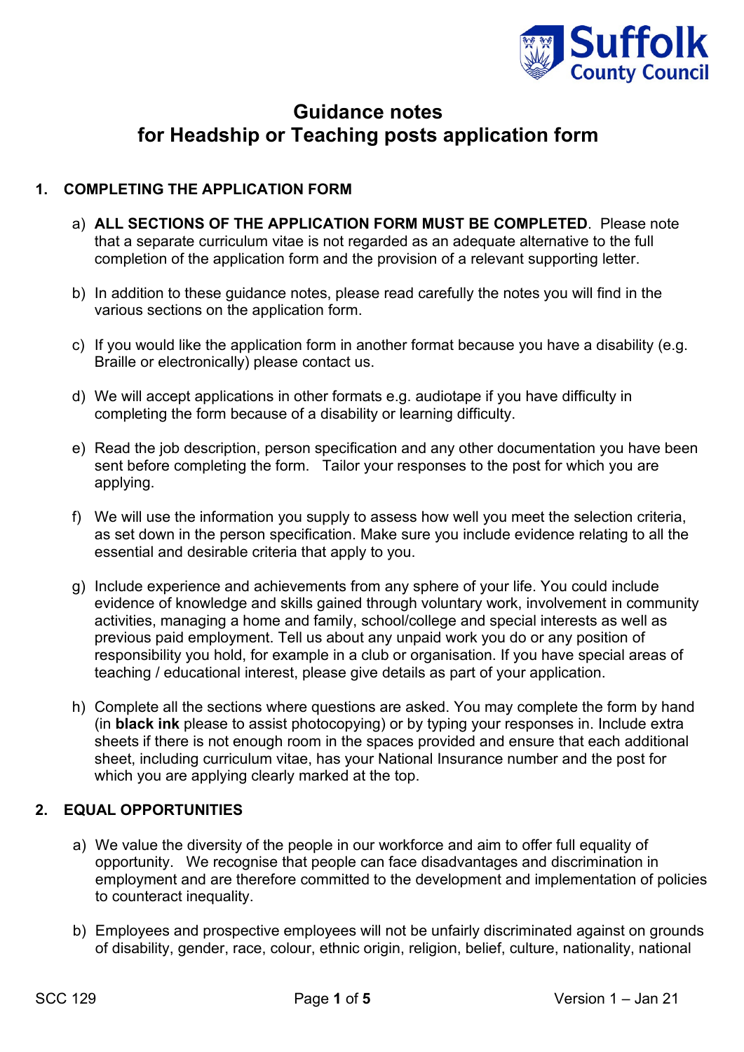Suffolk County Council

# Guidance notes for Headship or Teaching posts application form

## 1. COMPLETING THE APPLICATION FORM

a) **ALL SECTIONS OF THE APPLICATION FORM MUST BE COMPLETED**. Please note that a separate curriculum vitae is not regarded as an adequate alternative to the full completion of the application form and the provision of a relevant supporting letter.

b) In addition to these guidance notes, please read carefully the notes you will find in the various sections on the application form.

c) If you would like the application form in another format because you have a disability (e.g. Braille or electronically) please contact us.

d) We will accept applications in other formats e.g. audiotape if you have difficulty in completing the form because of a disability or learning difficulty.

e) Read the job description, person specification and any other documentation you have been sent before completing the form. Tailor your responses to the post for which you are applying.

f) We will use the information you supply to assess how well you meet the selection criteria, as set down in the person specification. Make sure you include evidence relating to all the essential and desirable criteria that apply to you.

g) Include experience and achievements from any sphere of your life. You could include evidence of knowledge and skills gained through voluntary work, involvement in community activities, managing a home and family, school/college and special interests as well as previous paid employment. Tell us about any unpaid work you do or any position of responsibility you hold, for example in a club or organisation. If you have special areas of teaching / educational interest, please give details as part of your application.

h) Complete all the sections where questions are asked. You may complete the form by hand (in **black ink** please to assist photocopying) or by typing your responses in. Include extra sheets if there is not enough room in the spaces provided and ensure that each additional sheet, including curriculum vitae, has your National Insurance number and the post for which you are applying clearly marked at the top.

## 2. EQUAL OPPORTUNITIES

a) We value the diversity of the people in our workforce and aim to offer full equality of opportunity. We recognise that people can face disadvantages and discrimination in employment and are therefore committed to the development and implementation of policies to counteract inequality.

b) Employees and prospective employees will not be unfairly discriminated against on grounds of disability, gender, race, colour, ethnic origin, religion, belief, culture, nationality, national

SCC 129 Version 1 – Jan 21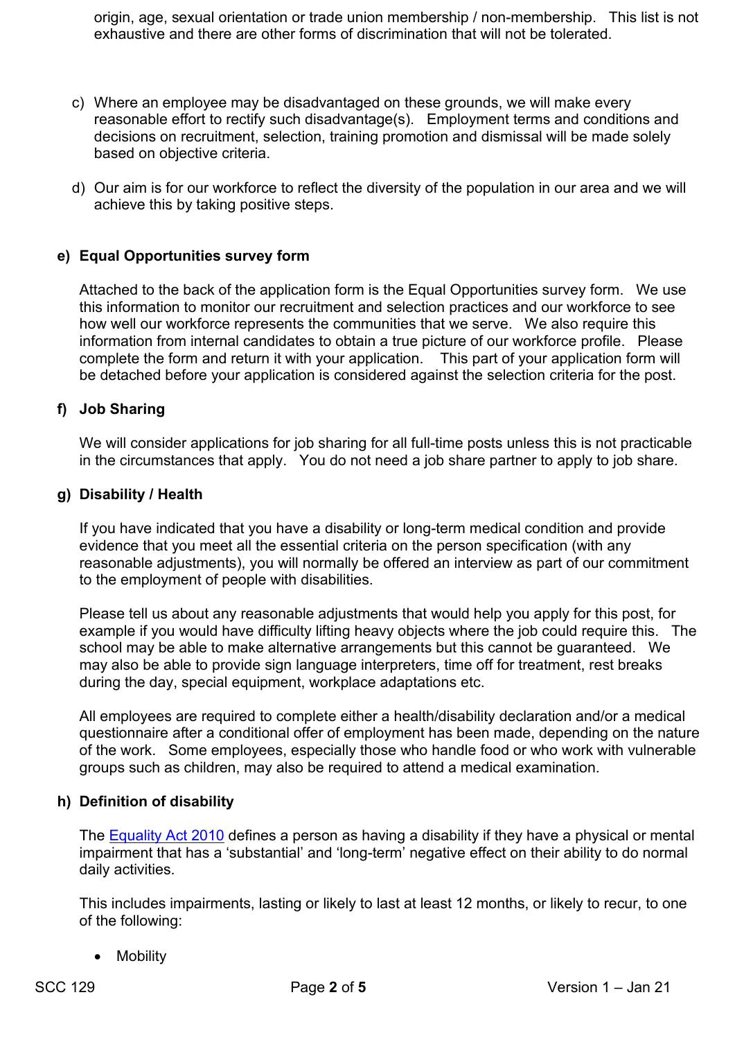origin, age, sexual orientation or trade union membership / non-membership. This list is not exhaustive and there are other forms of discrimination that will not be tolerated.

c) Where an employee may be disadvantaged on these grounds, we will make every reasonable effort to rectify such disadvantage(s). Employment terms and conditions and decisions on recruitment, selection, training promotion and dismissal will be made solely based on objective criteria.

d) Our aim is for our workforce to reflect the diversity of the population in our area and we will achieve this by taking positive steps.

**e) Equal Opportunities survey form**

Attached to the back of the application form is the Equal Opportunities survey form. We use this information to monitor our recruitment and selection practices and our workforce to see how well our workforce represents the communities that we serve. We also require this information from internal candidates to obtain a true picture of our workforce profile. Please complete the form and return it with your application. This part of your application form will be detached before your application is considered against the selection criteria for the post.

**f) Job Sharing**

We will consider applications for job sharing for all full-time posts unless this is not practicable in the circumstances that apply. You do not need a job share partner to apply to job share.

**g) Disability / Health**

If you have indicated that you have a disability or long-term medical condition and provide evidence that you meet all the essential criteria on the person specification (with any reasonable adjustments), you will normally be offered an interview as part of our commitment to the employment of people with disabilities.

Please tell us about any reasonable adjustments that would help you apply for this post, for example if you would have difficulty lifting heavy objects where the job could require this. The school may be able to make alternative arrangements but this cannot be guaranteed. We may also be able to provide sign language interpreters, time off for treatment, rest breaks during the day, special equipment, workplace adaptations etc.

All employees are required to complete either a health/disability declaration and/or a medical questionnaire after a conditional offer of employment has been made, depending on the nature of the work. Some employees, especially those who handle food or who work with vulnerable groups such as children, may also be required to attend a medical examination.

**h) Definition of disability**

The Equality Act 2010 defines a person as having a disability if they have a physical or mental impairment that has a 'substantial' and 'long-term' negative effect on their ability to do normal daily activities.

This includes impairments, lasting or likely to last at least 12 months, or likely to recur, to one of the following:

- Mobility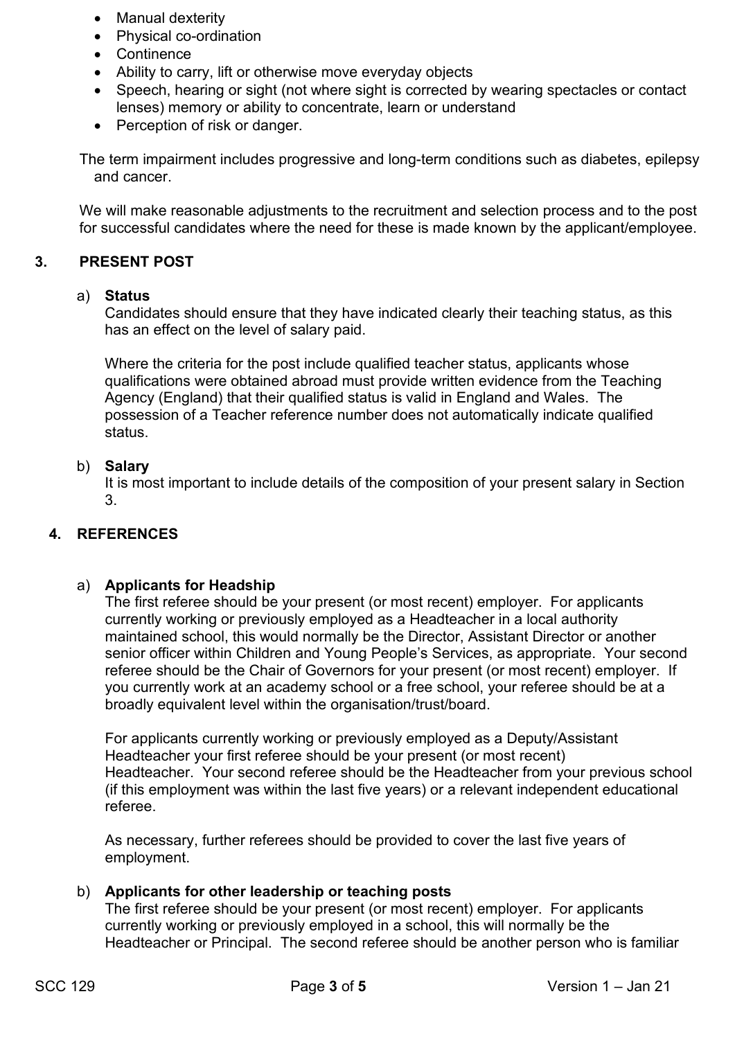- Manual dexterity
- Physical co-ordination
- Continence
- Ability to carry, lift or otherwise move everyday objects
- Speech, hearing or sight (not where sight is corrected by wearing spectacles or contact lenses) memory or ability to concentrate, learn or understand
- Perception of risk or danger.

The term impairment includes progressive and long-term conditions such as diabetes, epilepsy and cancer.

We will make reasonable adjustments to the recruitment and selection process and to the post for successful candidates where the need for these is made known by the applicant/employee.

## 3. PRESENT POST

a) **Status**

Candidates should ensure that they have indicated clearly their teaching status, as this has an effect on the level of salary paid.

Where the criteria for the post include qualified teacher status, applicants whose qualifications were obtained abroad must provide written evidence from the Teaching Agency (England) that their qualified status is valid in England and Wales. The possession of a Teacher reference number does not automatically indicate qualified status.

b) **Salary**

It is most important to include details of the composition of your present salary in Section 3.

## 4. REFERENCES

a) **Applicants for Headship**

The first referee should be your present (or most recent) employer. For applicants currently working or previously employed as a Headteacher in a local authority maintained school, this would normally be the Director, Assistant Director or another senior officer within Children and Young People's Services, as appropriate. Your second referee should be the Chair of Governors for your present (or most recent) employer. If you currently work at an academy school or a free school, your referee should be at a broadly equivalent level within the organisation/trust/board.

For applicants currently working or previously employed as a Deputy/Assistant Headteacher your first referee should be your present (or most recent) Headteacher. Your second referee should be the Headteacher from your previous school (if this employment was within the last five years) or a relevant independent educational referee.

As necessary, further referees should be provided to cover the last five years of employment.

b) **Applicants for other leadership or teaching posts**

The first referee should be your present (or most recent) employer. For applicants currently working or previously employed in a school, this will normally be the Headteacher or Principal. The second referee should be another person who is familiar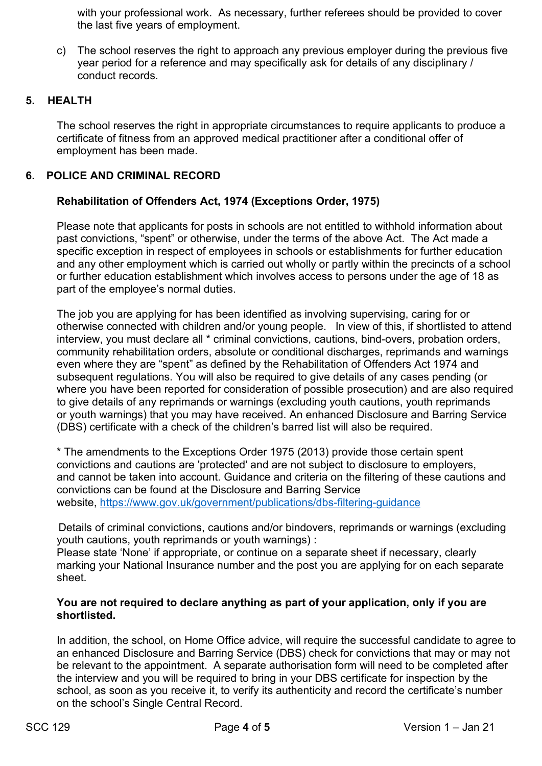with your professional work. As necessary, further referees should be provided to cover the last five years of employment.

c) The school reserves the right to approach any previous employer during the previous five year period for a reference and may specifically ask for details of any disciplinary / conduct records.

## 5. HEALTH

The school reserves the right in appropriate circumstances to require applicants to produce a certificate of fitness from an approved medical practitioner after a conditional offer of employment has been made.

## 6. POLICE AND CRIMINAL RECORD

**Rehabilitation of Offenders Act, 1974 (Exceptions Order, 1975)**

Please note that applicants for posts in schools are not entitled to withhold information about past convictions, "spent" or otherwise, under the terms of the above Act. The Act made a specific exception in respect of employees in schools or establishments for further education and any other employment which is carried out wholly or partly within the precincts of a school or further education establishment which involves access to persons under the age of 18 as part of the employee's normal duties.

The job you are applying for has been identified as involving supervising, caring for or otherwise connected with children and/or young people. In view of this, if shortlisted to attend interview, you must declare all * criminal convictions, cautions, bind-overs, probation orders, community rehabilitation orders, absolute or conditional discharges, reprimands and warnings even where they are "spent" as defined by the Rehabilitation of Offenders Act 1974 and subsequent regulations. You will also be required to give details of any cases pending (or where you have been reported for consideration of possible prosecution) and are also required to give details of any reprimands or warnings (excluding youth cautions, youth reprimands or youth warnings) that you may have received. An enhanced Disclosure and Barring Service (DBS) certificate with a check of the children's barred list will also be required.

* The amendments to the Exceptions Order 1975 (2013) provide those certain spent convictions and cautions are 'protected' and are not subject to disclosure to employers, and cannot be taken into account. Guidance and criteria on the filtering of these cautions and convictions can be found at the Disclosure and Barring Service website, https://www.gov.uk/government/publications/dbs-filtering-guidance

Details of criminal convictions, cautions and/or bindovers, reprimands or warnings (excluding youth cautions, youth reprimands or youth warnings) :
Please state 'None' if appropriate, or continue on a separate sheet if necessary, clearly marking your National Insurance number and the post you are applying for on each separate sheet.

**You are not required to declare anything as part of your application, only if you are shortlisted.**

In addition, the school, on Home Office advice, will require the successful candidate to agree to an enhanced Disclosure and Barring Service (DBS) check for convictions that may or may not be relevant to the appointment. A separate authorisation form will need to be completed after the interview and you will be required to bring in your DBS certificate for inspection by the school, as soon as you receive it, to verify its authenticity and record the certificate's number on the school's Single Central Record.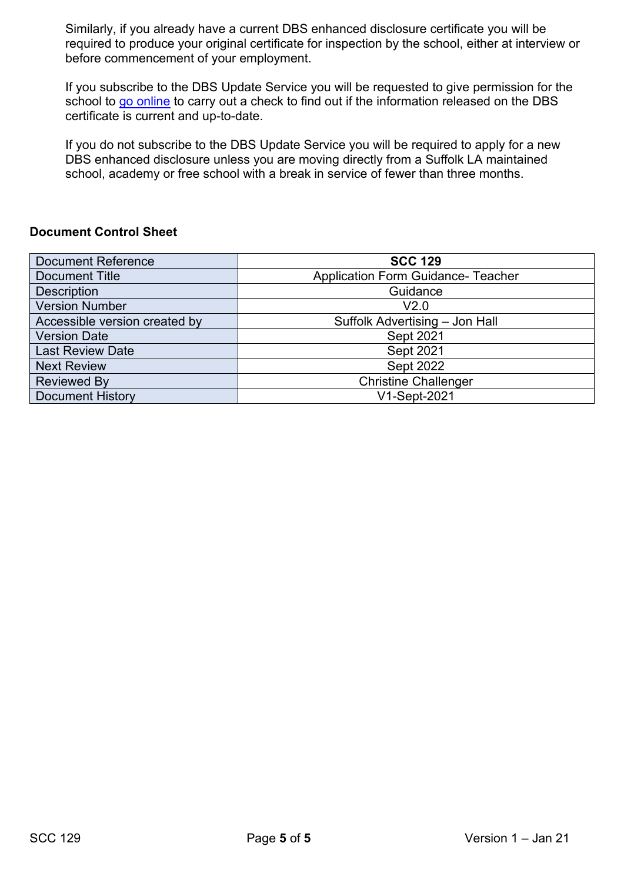Similarly, if you already have a current DBS enhanced disclosure certificate you will be required to produce your original certificate for inspection by the school, either at interview or before commencement of your employment.

If you subscribe to the DBS Update Service you will be requested to give permission for the school to go online to carry out a check to find out if the information released on the DBS certificate is current and up-to-date.

If you do not subscribe to the DBS Update Service you will be required to apply for a new DBS enhanced disclosure unless you are moving directly from a Suffolk LA maintained school, academy or free school with a break in service of fewer than three months.

**Document Control Sheet**

| | |
|---|---|
| Document Reference | **SCC 129** |
| Document Title | Application Form Guidance- Teacher |
| Description | Guidance |
| Version Number | V2.0 |
| Accessible version created by | Suffolk Advertising – Jon Hall |
| Version Date | Sept 2021 |
| Last Review Date | Sept 2021 |
| Next Review | Sept 2022 |
| Reviewed By | Christine Challenger |
| Document History | V1-Sept-2021 |